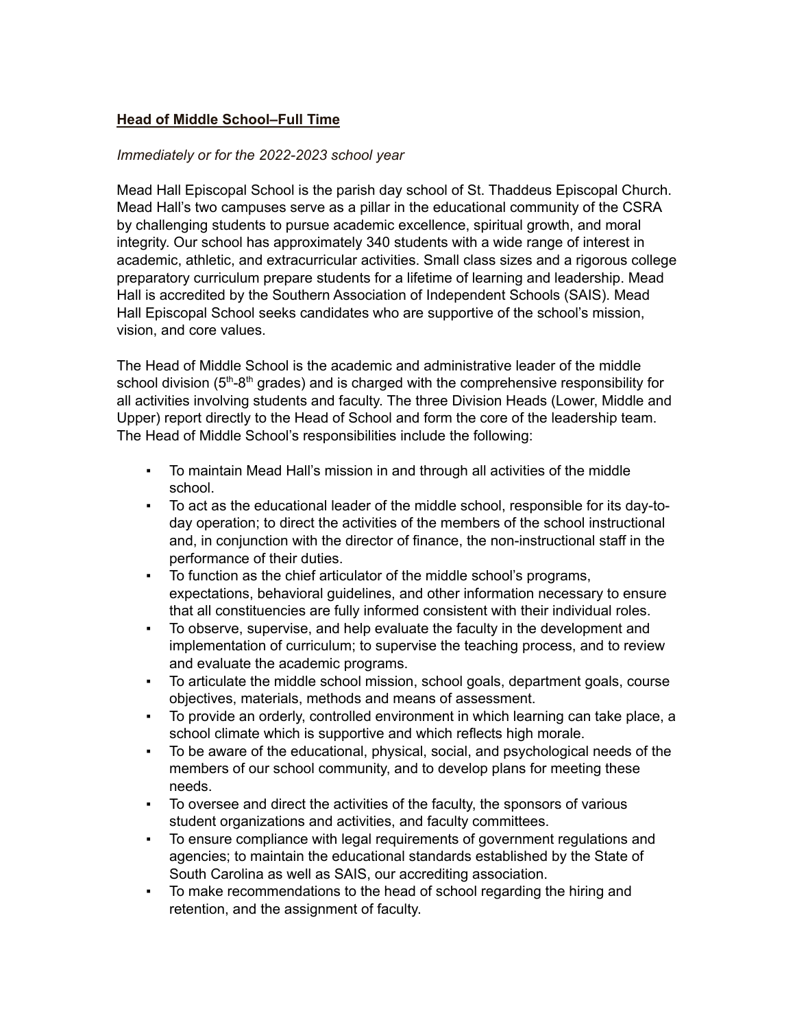**Head of Middle School–Full Time**

*Immediately or for the 2022-2023 school year*

Mead Hall Episcopal School is the parish day school of St. Thaddeus Episcopal Church. Mead Hall's two campuses serve as a pillar in the educational community of the CSRA by challenging students to pursue academic excellence, spiritual growth, and moral integrity. Our school has approximately 340 students with a wide range of interest in academic, athletic, and extracurricular activities. Small class sizes and a rigorous college preparatory curriculum prepare students for a lifetime of learning and leadership. Mead Hall is accredited by the Southern Association of Independent Schools (SAIS). Mead Hall Episcopal School seeks candidates who are supportive of the school's mission, vision, and core values.

The Head of Middle School is the academic and administrative leader of the middle school division ($5^{th}$-$8^{th}$ grades) and is charged with the comprehensive responsibility for all activities involving students and faculty. The three Division Heads (Lower, Middle and Upper) report directly to the Head of School and form the core of the leadership team. The Head of Middle School's responsibilities include the following:

- To maintain Mead Hall's mission in and through all activities of the middle school.
- To act as the educational leader of the middle school, responsible for its day-to-day operation; to direct the activities of the members of the school instructional and, in conjunction with the director of finance, the non-instructional staff in the performance of their duties.
- To function as the chief articulator of the middle school's programs, expectations, behavioral guidelines, and other information necessary to ensure that all constituencies are fully informed consistent with their individual roles.
- To observe, supervise, and help evaluate the faculty in the development and implementation of curriculum; to supervise the teaching process, and to review and evaluate the academic programs.
- To articulate the middle school mission, school goals, department goals, course objectives, materials, methods and means of assessment.
- To provide an orderly, controlled environment in which learning can take place, a school climate which is supportive and which reflects high morale.
- To be aware of the educational, physical, social, and psychological needs of the members of our school community, and to develop plans for meeting these needs.
- To oversee and direct the activities of the faculty, the sponsors of various student organizations and activities, and faculty committees.
- To ensure compliance with legal requirements of government regulations and agencies; to maintain the educational standards established by the State of South Carolina as well as SAIS, our accrediting association.
- To make recommendations to the head of school regarding the hiring and retention, and the assignment of faculty.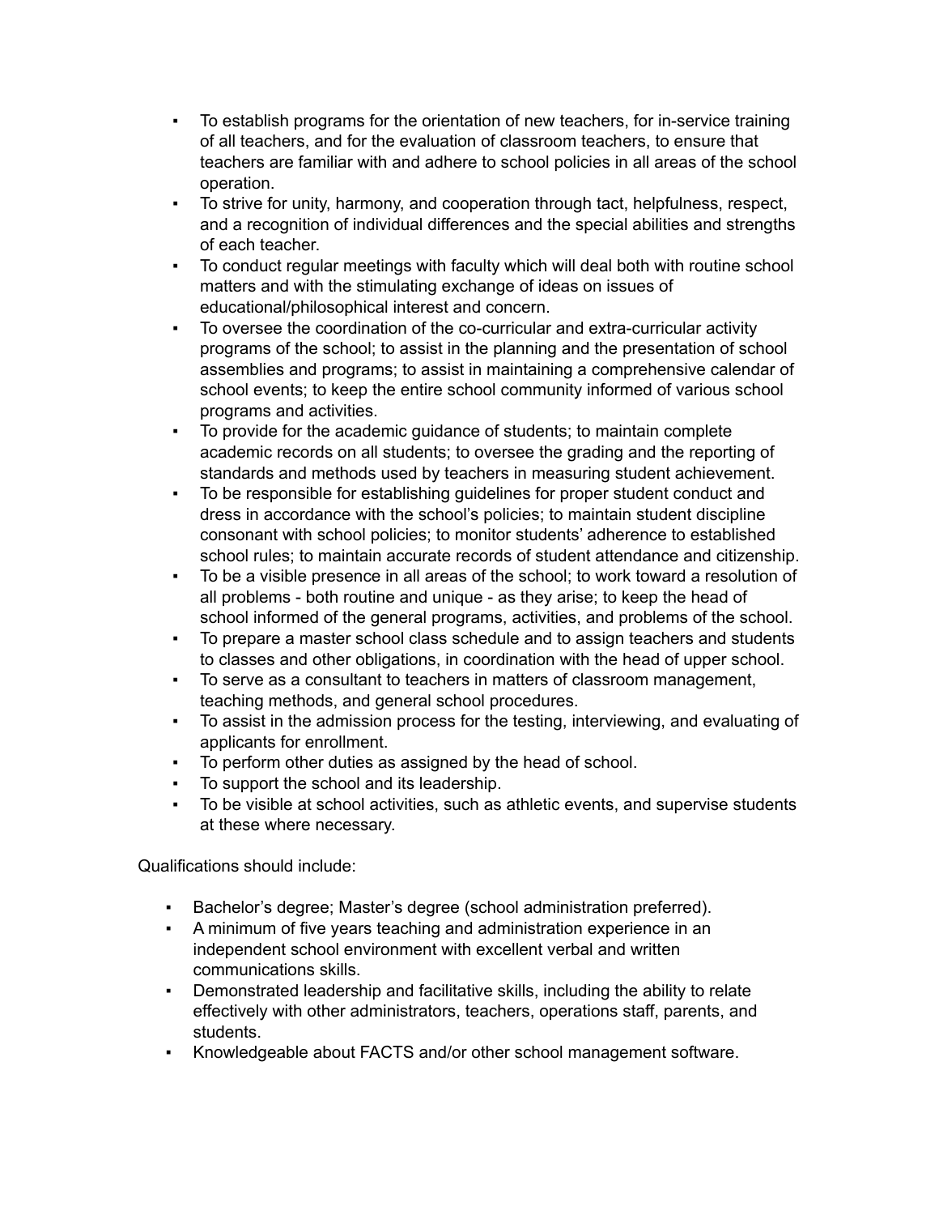- To establish programs for the orientation of new teachers, for in-service training of all teachers, and for the evaluation of classroom teachers, to ensure that teachers are familiar with and adhere to school policies in all areas of the school operation.
- To strive for unity, harmony, and cooperation through tact, helpfulness, respect, and a recognition of individual differences and the special abilities and strengths of each teacher.
- To conduct regular meetings with faculty which will deal both with routine school matters and with the stimulating exchange of ideas on issues of educational/philosophical interest and concern.
- To oversee the coordination of the co-curricular and extra-curricular activity programs of the school; to assist in the planning and the presentation of school assemblies and programs; to assist in maintaining a comprehensive calendar of school events; to keep the entire school community informed of various school programs and activities.
- To provide for the academic guidance of students; to maintain complete academic records on all students; to oversee the grading and the reporting of standards and methods used by teachers in measuring student achievement.
- To be responsible for establishing guidelines for proper student conduct and dress in accordance with the school's policies; to maintain student discipline consonant with school policies; to monitor students' adherence to established school rules; to maintain accurate records of student attendance and citizenship.
- To be a visible presence in all areas of the school; to work toward a resolution of all problems - both routine and unique - as they arise; to keep the head of school informed of the general programs, activities, and problems of the school.
- To prepare a master school class schedule and to assign teachers and students to classes and other obligations, in coordination with the head of upper school.
- To serve as a consultant to teachers in matters of classroom management, teaching methods, and general school procedures.
- To assist in the admission process for the testing, interviewing, and evaluating of applicants for enrollment.
- To perform other duties as assigned by the head of school.
- To support the school and its leadership.
- To be visible at school activities, such as athletic events, and supervise students at these where necessary.

Qualifications should include:

- Bachelor's degree; Master's degree (school administration preferred).
- A minimum of five years teaching and administration experience in an independent school environment with excellent verbal and written communications skills.
- Demonstrated leadership and facilitative skills, including the ability to relate effectively with other administrators, teachers, operations staff, parents, and students.
- Knowledgeable about FACTS and/or other school management software.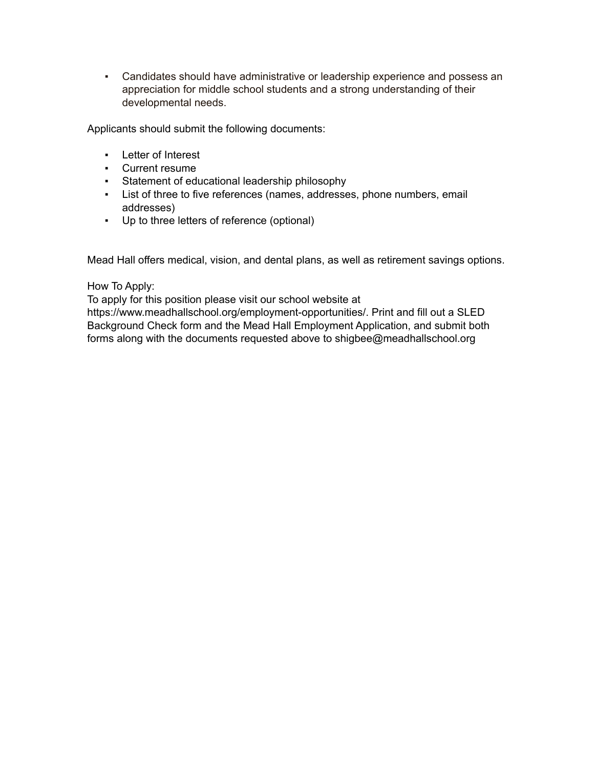- Candidates should have administrative or leadership experience and possess an appreciation for middle school students and a strong understanding of their developmental needs.

Applicants should submit the following documents:

- Letter of Interest
- Current resume
- Statement of educational leadership philosophy
- List of three to five references (names, addresses, phone numbers, email addresses)
- Up to three letters of reference (optional)

Mead Hall offers medical, vision, and dental plans, as well as retirement savings options.

How To Apply:
To apply for this position please visit our school website at https://www.meadhallschool.org/employment-opportunities/. Print and fill out a SLED Background Check form and the Mead Hall Employment Application, and submit both forms along with the documents requested above to shigbee@meadhallschool.org